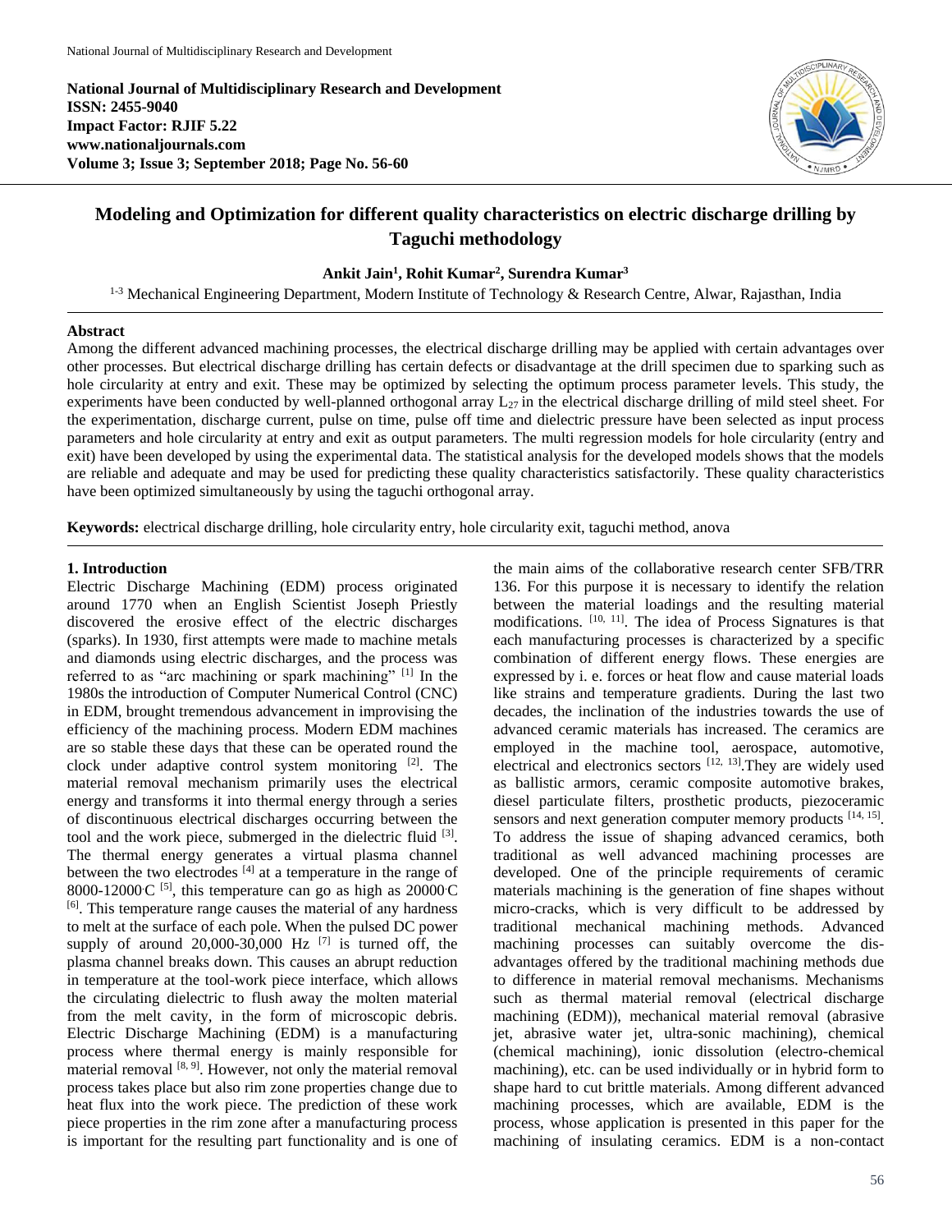**National Journal of Multidisciplinary Research and Development**
**ISSN: 2455-9040**
**Impact Factor: RJIF 5.22**
**www.nationaljournals.com**
**Volume 3; Issue 3; September 2018; Page No. 56-60**

# Modeling and Optimization for different quality characteristics on electric discharge drilling by Taguchi methodology

**Ankit Jain[1], Rohit Kumar[2], Surendra Kumar[3]**

[1-3] Mechanical Engineering Department, Modern Institute of Technology & Research Centre, Alwar, Rajasthan, India

## Abstract

Among the different advanced machining processes, the electrical discharge drilling may be applied with certain advantages over other processes. But electrical discharge drilling has certain defects or disadvantage at the drill specimen due to sparking such as hole circularity at entry and exit. These may be optimized by selecting the optimum process parameter levels. This study, the experiments have been conducted by well-planned orthogonal array $L_{27}$ in the electrical discharge drilling of mild steel sheet. For the experimentation, discharge current, pulse on time, pulse off time and dielectric pressure have been selected as input process parameters and hole circularity at entry and exit as output parameters. The multi regression models for hole circularity (entry and exit) have been developed by using the experimental data. The statistical analysis for the developed models shows that the models are reliable and adequate and may be used for predicting these quality characteristics satisfactorily. These quality characteristics have been optimized simultaneously by using the taguchi orthogonal array.

**Keywords:** electrical discharge drilling, hole circularity entry, hole circularity exit, taguchi method, anova

## 1. Introduction

Electric Discharge Machining (EDM) process originated around 1770 when an English Scientist Joseph Priestly discovered the erosive effect of the electric discharges (sparks). In 1930, first attempts were made to machine metals and diamonds using electric discharges, and the process was referred to as "arc machining or spark machining" [1] In the 1980s the introduction of Computer Numerical Control (CNC) in EDM, brought tremendous advancement in improvising the efficiency of the machining process. Modern EDM machines are so stable these days that these can be operated round the clock under adaptive control system monitoring [2]. The material removal mechanism primarily uses the electrical energy and transforms it into thermal energy through a series of discontinuous electrical discharges occurring between the tool and the work piece, submerged in the dielectric fluid [3]. The thermal energy generates a virtual plasma channel between the two electrodes [4] at a temperature in the range of 8000-12000·C [5], this temperature can go as high as 20000·C [6]. This temperature range causes the material of any hardness to melt at the surface of each pole. When the pulsed DC power supply of around 20,000-30,000 Hz [7] is turned off, the plasma channel breaks down. This causes an abrupt reduction in temperature at the tool-work piece interface, which allows the circulating dielectric to flush away the molten material from the melt cavity, in the form of microscopic debris. Electric Discharge Machining (EDM) is a manufacturing process where thermal energy is mainly responsible for material removal [8, 9]. However, not only the material removal process takes place but also rim zone properties change due to heat flux into the work piece. The prediction of these work piece properties in the rim zone after a manufacturing process is important for the resulting part functionality and is one of the main aims of the collaborative research center SFB/TRR 136. For this purpose it is necessary to identify the relation between the material loadings and the resulting material modifications. [10, 11]. The idea of Process Signatures is that each manufacturing processes is characterized by a specific combination of different energy flows. These energies are expressed by i. e. forces or heat flow and cause material loads like strains and temperature gradients. During the last two decades, the inclination of the industries towards the use of advanced ceramic materials has increased. The ceramics are employed in the machine tool, aerospace, automotive, electrical and electronics sectors [12, 13].They are widely used as ballistic armors, ceramic composite automotive brakes, diesel particulate filters, prosthetic products, piezoceramic sensors and next generation computer memory products [14, 15]. To address the issue of shaping advanced ceramics, both traditional as well advanced machining processes are developed. One of the principle requirements of ceramic materials machining is the generation of fine shapes without micro-cracks, which is very difficult to be addressed by traditional mechanical machining methods. Advanced machining processes can suitably overcome the dis-advantages offered by the traditional machining methods due to difference in material removal mechanisms. Mechanisms such as thermal material removal (electrical discharge machining (EDM)), mechanical material removal (abrasive jet, abrasive water jet, ultra-sonic machining), chemical (chemical machining), ionic dissolution (electro-chemical machining), etc. can be used individually or in hybrid form to shape hard to cut brittle materials. Among different advanced machining processes, which are available, EDM is the process, whose application is presented in this paper for the machining of insulating ceramics. EDM is a non-contact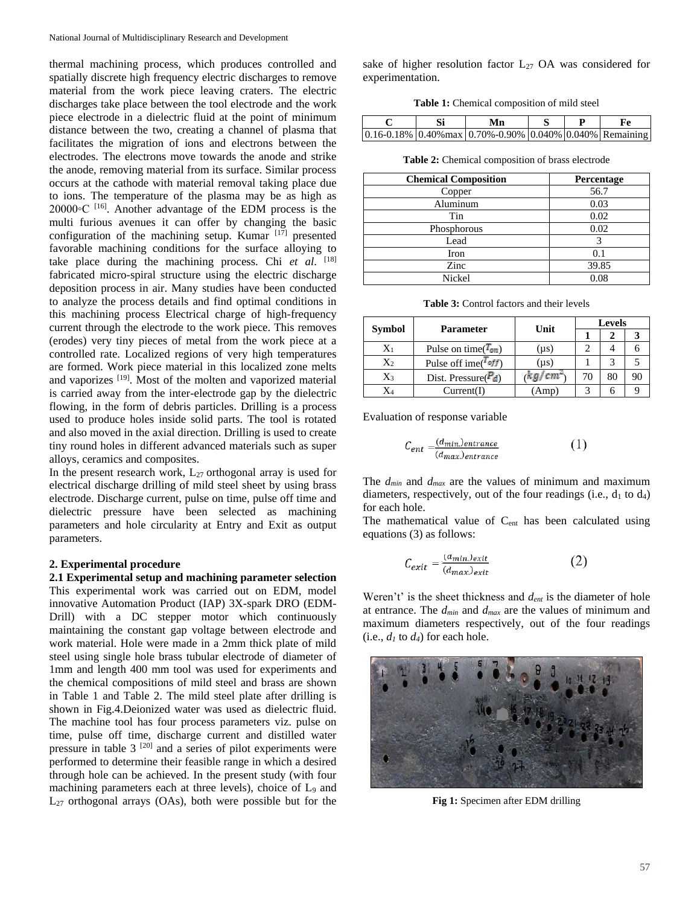thermal machining process, which produces controlled and spatially discrete high frequency electric discharges to remove material from the work piece leaving craters. The electric discharges take place between the tool electrode and the work piece electrode in a dielectric fluid at the point of minimum distance between the two, creating a channel of plasma that facilitates the migration of ions and electrons between the electrodes. The electrons move towards the anode and strike the anode, removing material from its surface. Similar process occurs at the cathode with material removal taking place due to ions. The temperature of the plasma may be as high as 20000◦C [16]. Another advantage of the EDM process is the multi furious avenues it can offer by changing the basic configuration of the machining setup. Kumar [17] presented favorable machining conditions for the surface alloying to take place during the machining process. Chi *et al*. [18] fabricated micro-spiral structure using the electric discharge deposition process in air. Many studies have been conducted to analyze the process details and find optimal conditions in this machining process Electrical charge of high-frequency current through the electrode to the work piece. This removes (erodes) very tiny pieces of metal from the work piece at a controlled rate. Localized regions of very high temperatures are formed. Work piece material in this localized zone melts and vaporizes [19]. Most of the molten and vaporized material is carried away from the inter-electrode gap by the dielectric flowing, in the form of debris particles. Drilling is a process used to produce holes inside solid parts. The tool is rotated and also moved in the axial direction. Drilling is used to create tiny round holes in different advanced materials such as super alloys, ceramics and composites.

In the present research work, $L_{27}$ orthogonal array is used for electrical discharge drilling of mild steel sheet by using brass electrode. Discharge current, pulse on time, pulse off time and dielectric pressure have been selected as machining parameters and hole circularity at Entry and Exit as output parameters.

## 2. Experimental procedure

### 2.1 Experimental setup and machining parameter selection

This experimental work was carried out on EDM, model innovative Automation Product (IAP) 3X-spark DRO (EDM-Drill) with a DC stepper motor which continuously maintaining the constant gap voltage between electrode and work material. Hole were made in a 2mm thick plate of mild steel using single hole brass tubular electrode of diameter of 1mm and length 400 mm tool was used for experiments and the chemical compositions of mild steel and brass are shown in Table 1 and Table 2. The mild steel plate after drilling is shown in Fig.4.Deionized water was used as dielectric fluid. The machine tool has four process parameters viz. pulse on time, pulse off time, discharge current and distilled water pressure in table 3 [20] and a series of pilot experiments were performed to determine their feasible range in which a desired through hole can be achieved. In the present study (with four machining parameters each at three levels), choice of $L_9$ and $L_{27}$ orthogonal arrays (OAs), both were possible but for the sake of higher resolution factor $L_{27}$ OA was considered for experimentation.

**Table 1:** Chemical composition of mild steel

| C | Si | Mn | S | P | Fe |
|---|---|---|---|---|---|
| 0.16-0.18% | 0.40%max | 0.70%-0.90% | 0.040% | 0.040% | Remaining |

**Table 2:** Chemical composition of brass electrode

| Chemical Composition | Percentage |
|---|---|
| Copper | 56.7 |
| Aluminum | 0.03 |
| Tin | 0.02 |
| Phosphorous | 0.02 |
| Lead | 3 |
| Iron | 0.1 |
| Zinc | 39.85 |
| Nickel | 0.08 |

**Table 3:** Control factors and their levels

| Symbol | Parameter | Unit | Levels | | |
|---|---|---|---|---|---|
| | | | 1 | 2 | 3 |
| $X_1$ | Pulse on time($T_{on}$) | (μs) | 2 | 4 | 6 |
| $X_2$ | Pulse off ime($T_{off}$) | (μs) | 1 | 3 | 5 |
| $X_3$ | Dist. Pressure($P_d$) | ($kg/cm^2$) | 70 | 80 | 90 |
| $X_4$ | Current(I) | (Amp) | 3 | 6 | 9 |

Evaluation of response variable

$$C_{ent} = \frac{(d_{min.})_{entrance}}{(d_{max.})_{entrance}} \quad (1)$$

The $d_{min}$ and $d_{max}$ are the values of minimum and maximum diameters, respectively, out of the four readings (i.e., $d_1$ to $d_4$) for each hole.

The mathematical value of $C_{ent}$ has been calculated using equations (3) as follows:

$$C_{exit} = \frac{(d_{min.})_{exit}}{(d_{max.})_{exit}} \quad (2)$$

Weren't' is the sheet thickness and $d_{ent}$ is the diameter of hole at entrance. The $d_{min}$ and $d_{max}$ are the values of minimum and maximum diameters respectively, out of the four readings (i.e., $d_1$ to $d_4$) for each hole.

**Fig 1:** Specimen after EDM drilling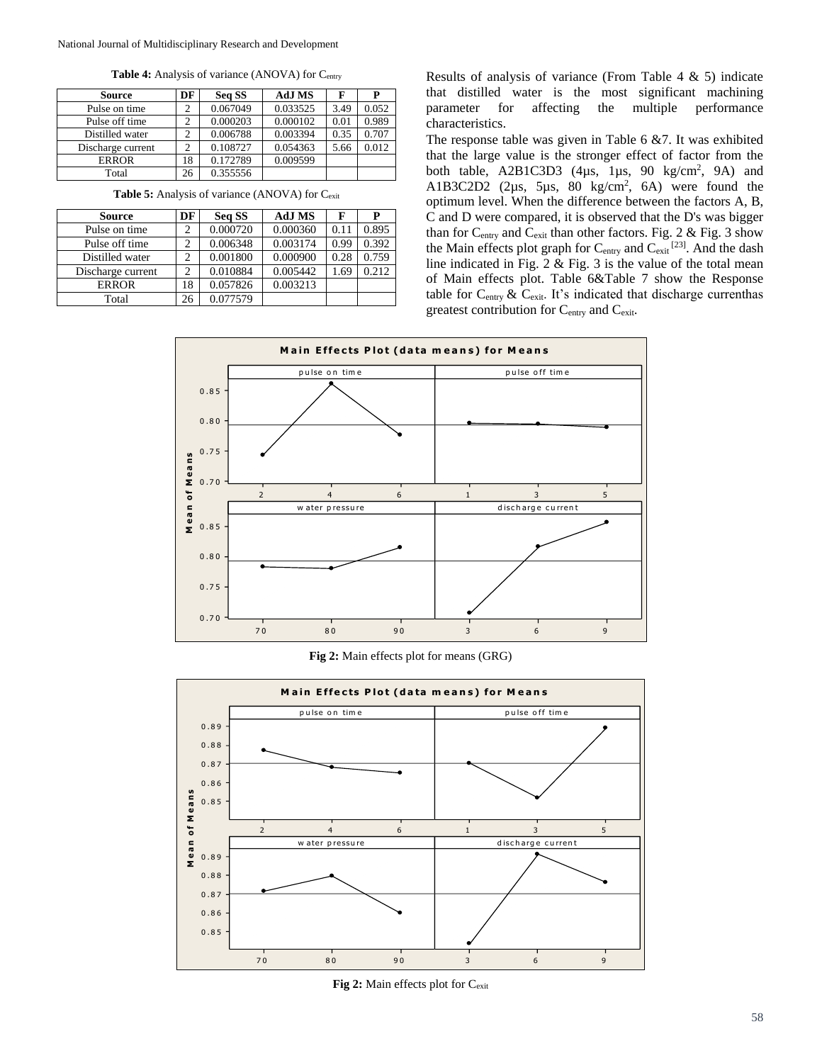**Table 4:** Analysis of variance (ANOVA) for $C_{entry}$

| Source | DF | Seq SS | AdJ MS | F | P |
|---|---|---|---|---|---|
| Pulse on time | 2 | 0.067049 | 0.033525 | 3.49 | 0.052 |
| Pulse off time | 2 | 0.000203 | 0.000102 | 0.01 | 0.989 |
| Distilled water | 2 | 0.006788 | 0.003394 | 0.35 | 0.707 |
| Discharge current | 2 | 0.108727 | 0.054363 | 5.66 | 0.012 |
| ERROR | 18 | 0.172789 | 0.009599 | | |
| Total | 26 | 0.355556 | | | |

**Table 5:** Analysis of variance (ANOVA) for $C_{exit}$

| Source | DF | Seq SS | AdJ MS | F | P |
|---|---|---|---|---|---|
| Pulse on time | 2 | 0.000720 | 0.000360 | 0.11 | 0.895 |
| Pulse off time | 2 | 0.006348 | 0.003174 | 0.99 | 0.392 |
| Distilled water | 2 | 0.001800 | 0.000900 | 0.28 | 0.759 |
| Discharge current | 2 | 0.010884 | 0.005442 | 1.69 | 0.212 |
| ERROR | 18 | 0.057826 | 0.003213 | | |
| Total | 26 | 0.077579 | | | |

Results of analysis of variance (From Table 4 & 5) indicate that distilled water is the most significant machining parameter for affecting the multiple performance characteristics.

The response table was given in Table 6 &7. It was exhibited that the large value is the stronger effect of factor from the both table, A2B1C3D3 (4µs, 1µs, 90 kg/cm$^2$, 9A) and A1B3C2D2 (2µs, 5µs, 80 kg/cm$^2$, 6A) were found the optimum level. When the difference between the factors A, B, C and D were compared, it is observed that the D's was bigger than for $C_{entry}$ and $C_{exit}$ than other factors. Fig. 2 & Fig. 3 show the Main effects plot graph for $C_{entry}$ and $C_{exit}$ [23]. And the dash line indicated in Fig. 2 & Fig. 3 is the value of the total mean of Main effects plot. Table 6&Table 7 show the Response table for $C_{entry}$ & $C_{exit}$. It's indicated that discharge currenthas greatest contribution for $C_{entry}$ and $C_{exit}$.

**Fig 2:** Main effects plot for means (GRG)

**Fig 2:** Main effects plot for $C_{exit}$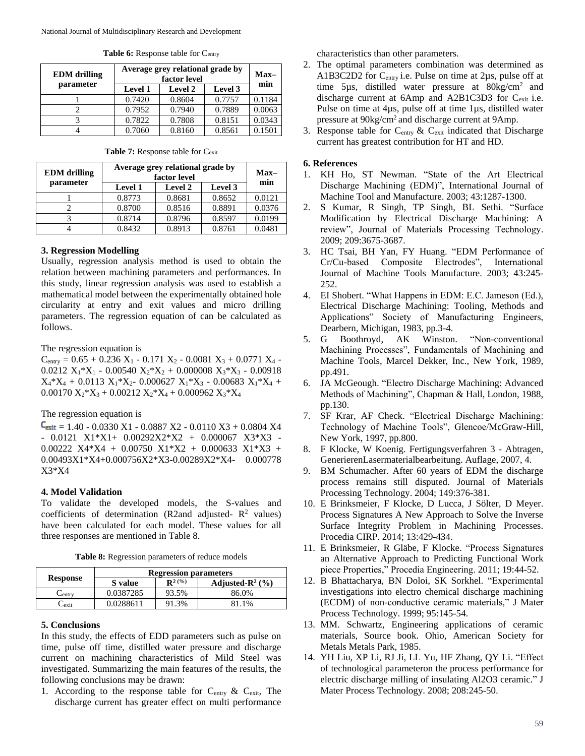**Table 6:** Response table for $C_{entry}$

| EDM drilling parameter | Average grey relational grade by factor level | | | Max–min |
|---|---|---|---|---|
| | Level 1 | Level 2 | Level 3 | |
| 1 | 0.7420 | 0.8604 | 0.7757 | 0.1184 |
| 2 | 0.7952 | 0.7940 | 0.7889 | 0.0063 |
| 3 | 0.7822 | 0.7808 | 0.8151 | 0.0343 |
| 4 | 0.7060 | 0.8160 | 0.8561 | 0.1501 |

**Table 7:** Response table for $C_{exit}$

| EDM drilling parameter | Average grey relational grade by factor level | | | Max–min |
|---|---|---|---|---|
| | Level 1 | Level 2 | Level 3 | |
| 1 | 0.8773 | 0.8681 | 0.8652 | 0.0121 |
| 2 | 0.8700 | 0.8516 | 0.8891 | 0.0376 |
| 3 | 0.8714 | 0.8796 | 0.8597 | 0.0199 |
| 4 | 0.8432 | 0.8913 | 0.8761 | 0.0481 |

## 3. Regression Modelling

Usually, regression analysis method is used to obtain the relation between machining parameters and performances. In this study, linear regression analysis was used to establish a mathematical model between the experimentally obtained hole circularity at entry and exit values and micro drilling parameters. The regression equation of can be calculated as follows.

The regression equation is

$C_{entry} = 0.65 + 0.236\ X_1 - 0.171\ X_2 - 0.0081\ X_3 + 0.0771\ X_4 - 0.0212\ X_1{*}X_1 - 0.00540\ X_2{*}X_2 + 0.000008\ X_3{*}X_3 - 0.00918\ X_4{*}X_4 + 0.0113\ X_1{*}X_2 - 0.000627\ X_1{*}X_3 - 0.00683\ X_1{*}X_4 + 0.00170\ X_2{*}X_3 + 0.00212\ X_2{*}X_4 + 0.000962\ X_3{*}X_4$

The regression equation is

$C_{exit} = 1.40 - 0.0330\ X1 - 0.0887\ X2 - 0.0110\ X3 + 0.0804\ X4 - 0.0121\ X1{*}X1 + 0.00292 X2{*}X2 + 0.000067\ X3{*}X3 - 0.00222\ X4{*}X4 + 0.00750\ X1{*}X2 + 0.000633\ X1{*}X3 + 0.00493 X1{*}X4 + 0.000756 X2{*}X3 - 0.00289 X2{*}X4 - 0.000778\ X3{*}X4$

## 4. Model Validation

To validate the developed models, the S-values and coefficients of determination (R2and adjusted- $R^2$ values) have been calculated for each model. These values for all three responses are mentioned in Table 8.

**Table 8:** Regression parameters of reduce models

| Response | Regression parameters | | |
|---|---|---|---|
| | S value | $R^{2\,(\%)}$ | Adjusted-$R^2$ (%) |
| $C_{entry}$ | 0.0387285 | 93.5% | 86.0% |
| $C_{exit}$ | 0.0288611 | 91.3% | 81.1% |

## 5. Conclusions

In this study, the effects of EDD parameters such as pulse on time, pulse off time, distilled water pressure and discharge current on machining characteristics of Mild Steel was investigated. Summarizing the main features of the results, the following conclusions may be drawn:

1. According to the response table for $C_{entry}$ & $C_{exit}$, The discharge current has greater effect on multi performance characteristics than other parameters.
2. The optimal parameters combination was determined as A1B3C2D2 for $C_{entry}$ i.e. Pulse on time at 2µs, pulse off at time 5µs, distilled water pressure at 80kg/cm² and discharge current at 6Amp and A2B1C3D3 for $C_{exit}$ i.e. Pulse on time at 4µs, pulse off at time 1µs, distilled water pressure at 90kg/cm² and discharge current at 9Amp.
3. Response table for $C_{entry}$ & $C_{exit}$ indicated that Discharge current has greatest contribution for HT and HD.

## 6. References

1. KH Ho, ST Newman. "State of the Art Electrical Discharge Machining (EDM)", International Journal of Machine Tool and Manufacture. 2003; 43:1287-1300.
2. S Kumar, R Singh, TP Singh, BL Sethi. "Surface Modification by Electrical Discharge Machining: A review", Journal of Materials Processing Technology. 2009; 209:3675-3687.
3. HC Tsai, BH Yan, FY Huang. "EDM Performance of Cr/Cu-based Composite Electrodes", International Journal of Machine Tools Manufacture. 2003; 43:245-252.
4. EI Shobert. "What Happens in EDM: E.C. Jameson (Ed.), Electrical Discharge Machining: Tooling, Methods and Applications" Society of Manufacturing Engineers, Dearbern, Michigan, 1983, pp.3-4.
5. G Boothroyd, AK Winston. "Non-conventional Machining Processes", Fundamentals of Machining and Machine Tools, Marcel Dekker, Inc., New York, 1989, pp.491.
6. JA McGeough. "Electro Discharge Machining: Advanced Methods of Machining", Chapman & Hall, London, 1988, pp.130.
7. SF Krar, AF Check. "Electrical Discharge Machining: Technology of Machine Tools", Glencoe/McGraw-Hill, New York, 1997, pp.800.
8. F Klocke, W Koenig. Fertigungsverfahren 3 - Abtragen, GenerierenLasermaterialbearbeitung. Auflage, 2007, 4.
9. BM Schumacher. After 60 years of EDM the discharge process remains still disputed. Journal of Materials Processing Technology. 2004; 149:376-381.
10. E Brinksmeier, F Klocke, D Lucca, J Sölter, D Meyer. Process Signatures A New Approach to Solve the Inverse Surface Integrity Problem in Machining Processes. Procedia CIRP. 2014; 13:429-434.
11. E Brinksmeier, R Gläbe, F Klocke. "Process Signatures an Alternative Approach to Predicting Functional Work piece Properties," Procedia Engineering. 2011; 19:44-52.
12. B Bhattacharya, BN Doloi, SK Sorkhel. "Experimental investigations into electro chemical discharge machining (ECDM) of non-conductive ceramic materials," J Mater Process Technology. 1999; 95:145-54.
13. MM. Schwartz, Engineering applications of ceramic materials, Source book. Ohio, American Society for Metals Metals Park, 1985.
14. YH Liu, XP Li, RJ Ji, LL Yu, HF Zhang, QY Li. "Effect of technological parameteron the process performance for electric discharge milling of insulating Al2O3 ceramic." J Mater Process Technology. 2008; 208:245-50.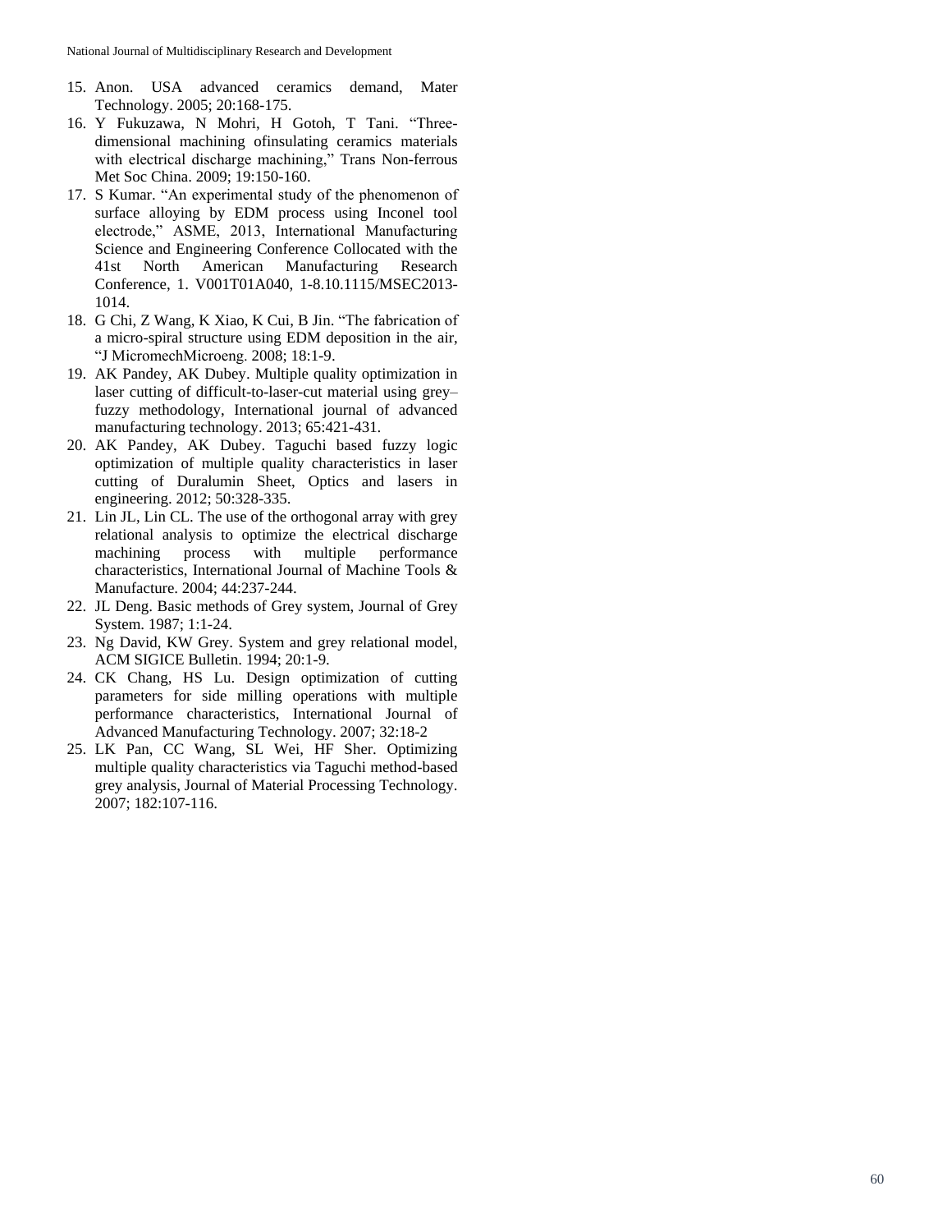15. Anon. USA advanced ceramics demand, Mater Technology. 2005; 20:168-175.
16. Y Fukuzawa, N Mohri, H Gotoh, T Tani. “Three-dimensional machining ofinsulating ceramics materials with electrical discharge machining,” Trans Non-ferrous Met Soc China. 2009; 19:150-160.
17. S Kumar. “An experimental study of the phenomenon of surface alloying by EDM process using Inconel tool electrode,” ASME, 2013, International Manufacturing Science and Engineering Conference Collocated with the 41st North American Manufacturing Research Conference, 1. V001T01A040, 1-8.10.1115/MSEC2013-1014.
18. G Chi, Z Wang, K Xiao, K Cui, B Jin. “The fabrication of a micro-spiral structure using EDM deposition in the air, “J MicromechMicroeng. 2008; 18:1-9.
19. AK Pandey, AK Dubey. Multiple quality optimization in laser cutting of difficult-to-laser-cut material using grey–fuzzy methodology, International journal of advanced manufacturing technology. 2013; 65:421-431.
20. AK Pandey, AK Dubey. Taguchi based fuzzy logic optimization of multiple quality characteristics in laser cutting of Duralumin Sheet, Optics and lasers in engineering. 2012; 50:328-335.
21. Lin JL, Lin CL. The use of the orthogonal array with grey relational analysis to optimize the electrical discharge machining process with multiple performance characteristics, International Journal of Machine Tools & Manufacture. 2004; 44:237-244.
22. JL Deng. Basic methods of Grey system, Journal of Grey System. 1987; 1:1-24.
23. Ng David, KW Grey. System and grey relational model, ACM SIGICE Bulletin. 1994; 20:1-9.
24. CK Chang, HS Lu. Design optimization of cutting parameters for side milling operations with multiple performance characteristics, International Journal of Advanced Manufacturing Technology. 2007; 32:18-2
25. LK Pan, CC Wang, SL Wei, HF Sher. Optimizing multiple quality characteristics via Taguchi method-based grey analysis, Journal of Material Processing Technology. 2007; 182:107-116.